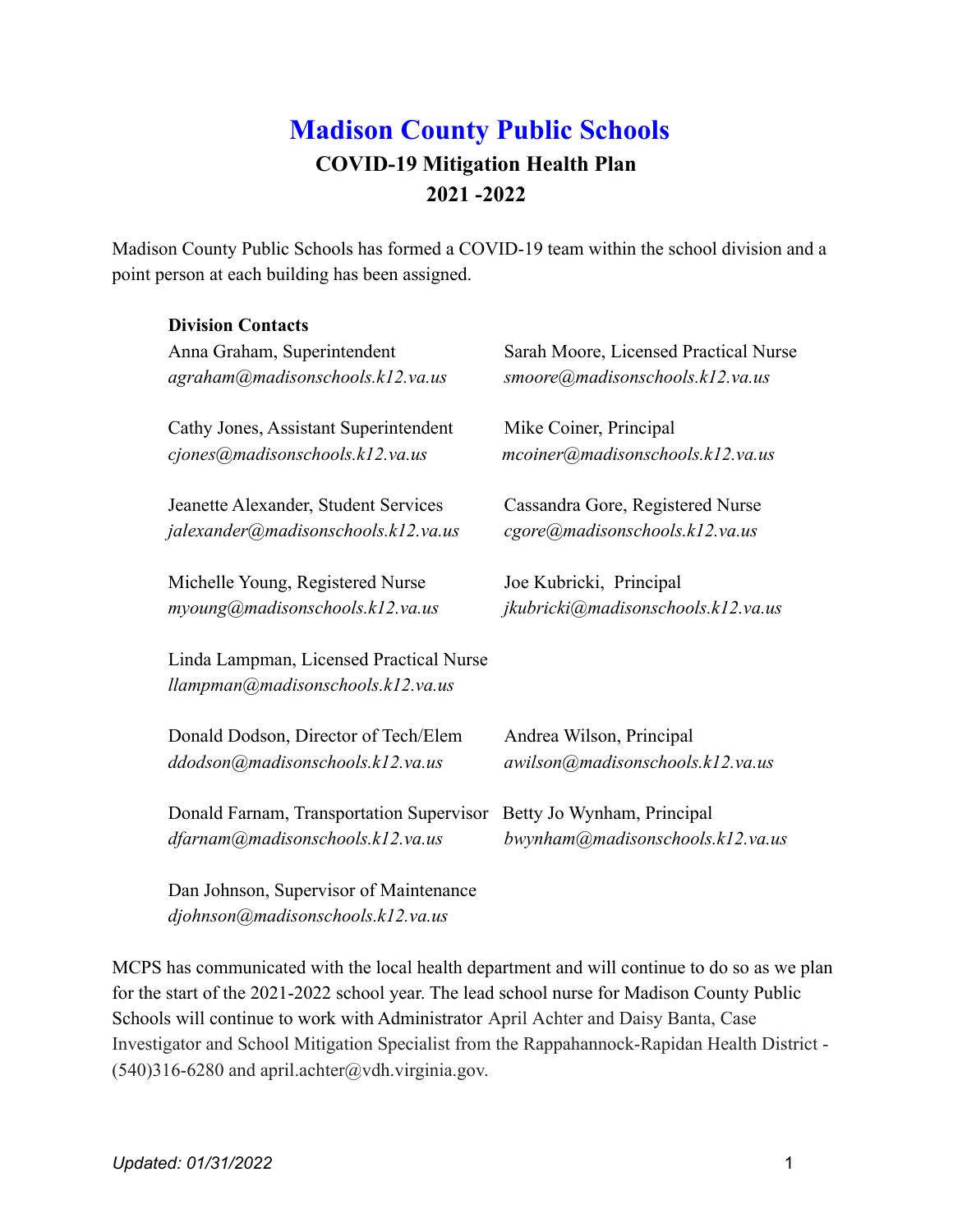# Madison County Public Schools

## COVID-19 Mitigation Health Plan
## 2021 -2022

Madison County Public Schools has formed a COVID-19 team within the school division and a point person at each building has been assigned.

**Division Contacts**

Anna Graham, Superintendent
*agraham@madisonschools.k12.va.us*

Cathy Jones, Assistant Superintendent
*cjones@madisonschools.k12.va.us*

Jeanette Alexander, Student Services
*jalexander@madisonschools.k12.va.us*

Michelle Young, Registered Nurse
*myoung@madisonschools.k12.va.us*

Linda Lampman, Licensed Practical Nurse
*llampman@madisonschools.k12.va.us*

Donald Dodson, Director of Tech/Elem
*ddodson@madisonschools.k12.va.us*

Donald Farnam, Transportation Supervisor
*dfarnam@madisonschools.k12.va.us*

Dan Johnson, Supervisor of Maintenance
*djohnson@madisonschools.k12.va.us*

Sarah Moore, Licensed Practical Nurse
*smoore@madisonschools.k12.va.us*

Mike Coiner, Principal
*mcoiner@madisonschools.k12.va.us*

Cassandra Gore, Registered Nurse
*cgore@madisonschools.k12.va.us*

Joe Kubricki, Principal
*jkubricki@madisonschools.k12.va.us*

Andrea Wilson, Principal
*awilson@madisonschools.k12.va.us*

Betty Jo Wynham, Principal
*bwynham@madisonschools.k12.va.us*

MCPS has communicated with the local health department and will continue to do so as we plan for the start of the 2021-2022 school year. The lead school nurse for Madison County Public Schools will continue to work with Administrator April Achter and Daisy Banta, Case Investigator and School Mitigation Specialist from the Rappahannock-Rapidan Health District - (540)316-6280 and april.achter@vdh.virginia.gov.

*Updated: 01/31/2022*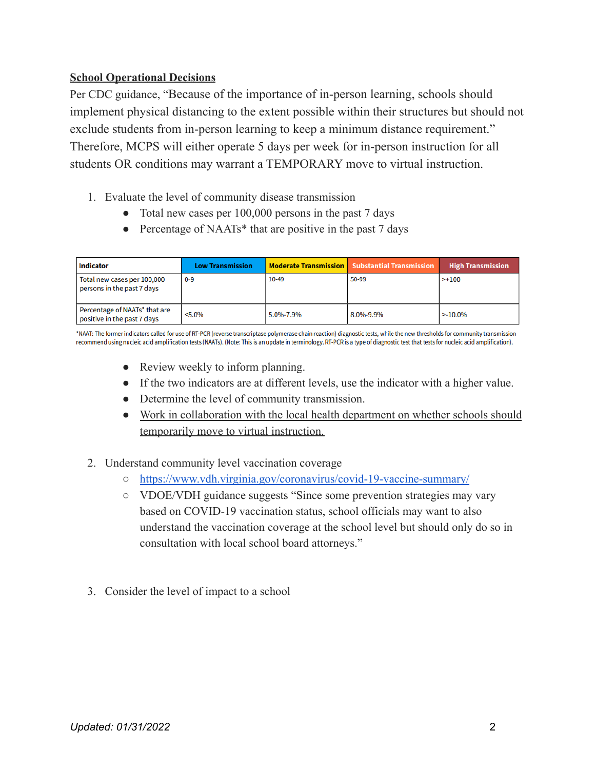**School Operational Decisions**

Per CDC guidance, "Because of the importance of in-person learning, schools should implement physical distancing to the extent possible within their structures but should not exclude students from in-person learning to keep a minimum distance requirement." Therefore, MCPS will either operate 5 days per week for in-person instruction for all students OR conditions may warrant a TEMPORARY move to virtual instruction.

1. Evaluate the level of community disease transmission
   - Total new cases per 100,000 persons in the past 7 days
   - Percentage of NAATs* that are positive in the past 7 days

| Indicator | Low Transmission | Moderate Transmission | Substantial Transmission | High Transmission |
|---|---|---|---|---|
| Total new cases per 100,000 persons in the past 7 days | 0-9 | 10-49 | 50-99 | >+100 |
| Percentage of NAATs* that are positive in the past 7 days | <5.0% | 5.0%-7.9% | 8.0%-9.9% | >-10.0% |

*NAAT: The former indicators called for use of RT-PCR (reverse transcriptase polymerase chain reaction) diagnostic tests, while the new thresholds for community transmission recommend using nucleic acid amplification tests (NAATs). (Note: This is an update in terminology. RT-PCR is a type of diagnostic test that tests for nucleic acid amplification).

   - Review weekly to inform planning.
   - If the two indicators are at different levels, use the indicator with a higher value.
   - Determine the level of community transmission.
   - <u>Work in collaboration with the local health department on whether schools should temporarily move to virtual instruction.</u>

2. Understand community level vaccination coverage
   - https://www.vdh.virginia.gov/coronavirus/covid-19-vaccine-summary/
   - VDOE/VDH guidance suggests "Since some prevention strategies may vary based on COVID-19 vaccination status, school officials may want to also understand the vaccination coverage at the school level but should only do so in consultation with local school board attorneys."

3. Consider the level of impact to a school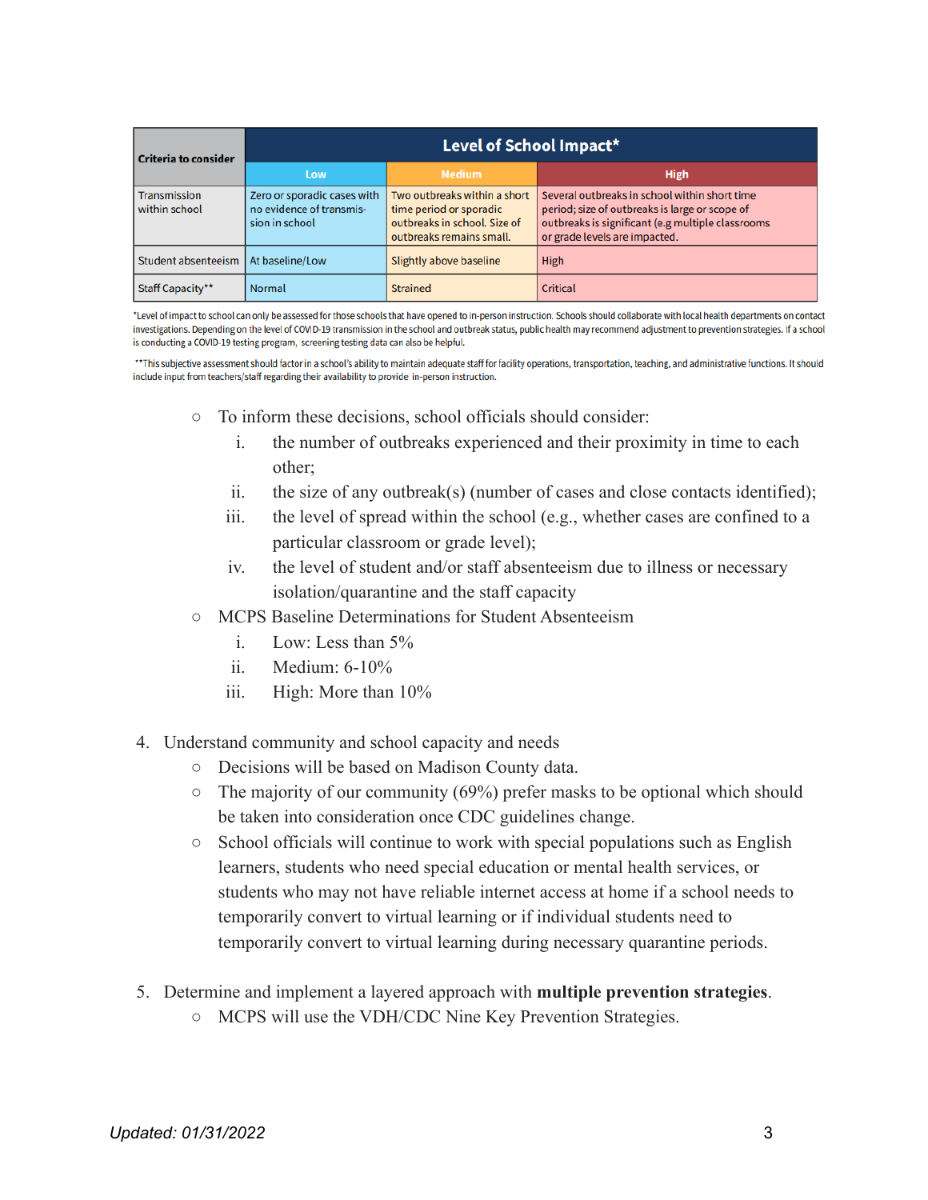| Criteria to consider | Level of School Impact* | | |
|---|---|---|---|
| | Low | Medium | High |
| Transmission within school | Zero or sporadic cases with no evidence of transmission in school | Two outbreaks within a short time period or sporadic outbreaks in school. Size of outbreaks remains small. | Several outbreaks in school within short time period; size of outbreaks is large or scope of outbreaks is significant (e.g multiple classrooms or grade levels are impacted. |
| Student absenteeism | At baseline/Low | Slightly above baseline | High |
| Staff Capacity** | Normal | Strained | Critical |

*Level of impact to school can only be assessed for those schools that have opened to in-person instruction. Schools should collaborate with local health departments on contact investigations. Depending on the level of COVID-19 transmission in the school and outbreak status, public health may recommend adjustment to prevention strategies. If a school is conducting a COVID-19 testing program, screening testing data can also be helpful.

**This subjective assessment should factor in a school's ability to maintain adequate staff for facility operations, transportation, teaching, and administrative functions. It should include input from teachers/staff regarding their availability to provide in-person instruction.

- To inform these decisions, school officials should consider:
  i. the number of outbreaks experienced and their proximity in time to each other;
  ii. the size of any outbreak(s) (number of cases and close contacts identified);
  iii. the level of spread within the school (e.g., whether cases are confined to a particular classroom or grade level);
  iv. the level of student and/or staff absenteeism due to illness or necessary isolation/quarantine and the staff capacity
- MCPS Baseline Determinations for Student Absenteeism
  i. Low: Less than 5%
  ii. Medium: 6-10%
  iii. High: More than 10%

4. Understand community and school capacity and needs
   - Decisions will be based on Madison County data.
   - The majority of our community (69%) prefer masks to be optional which should be taken into consideration once CDC guidelines change.
   - School officials will continue to work with special populations such as English learners, students who need special education or mental health services, or students who may not have reliable internet access at home if a school needs to temporarily convert to virtual learning or if individual students need to temporarily convert to virtual learning during necessary quarantine periods.

5. Determine and implement a layered approach with **multiple prevention strategies**.
   - MCPS will use the VDH/CDC Nine Key Prevention Strategies.

*Updated: 01/31/2022*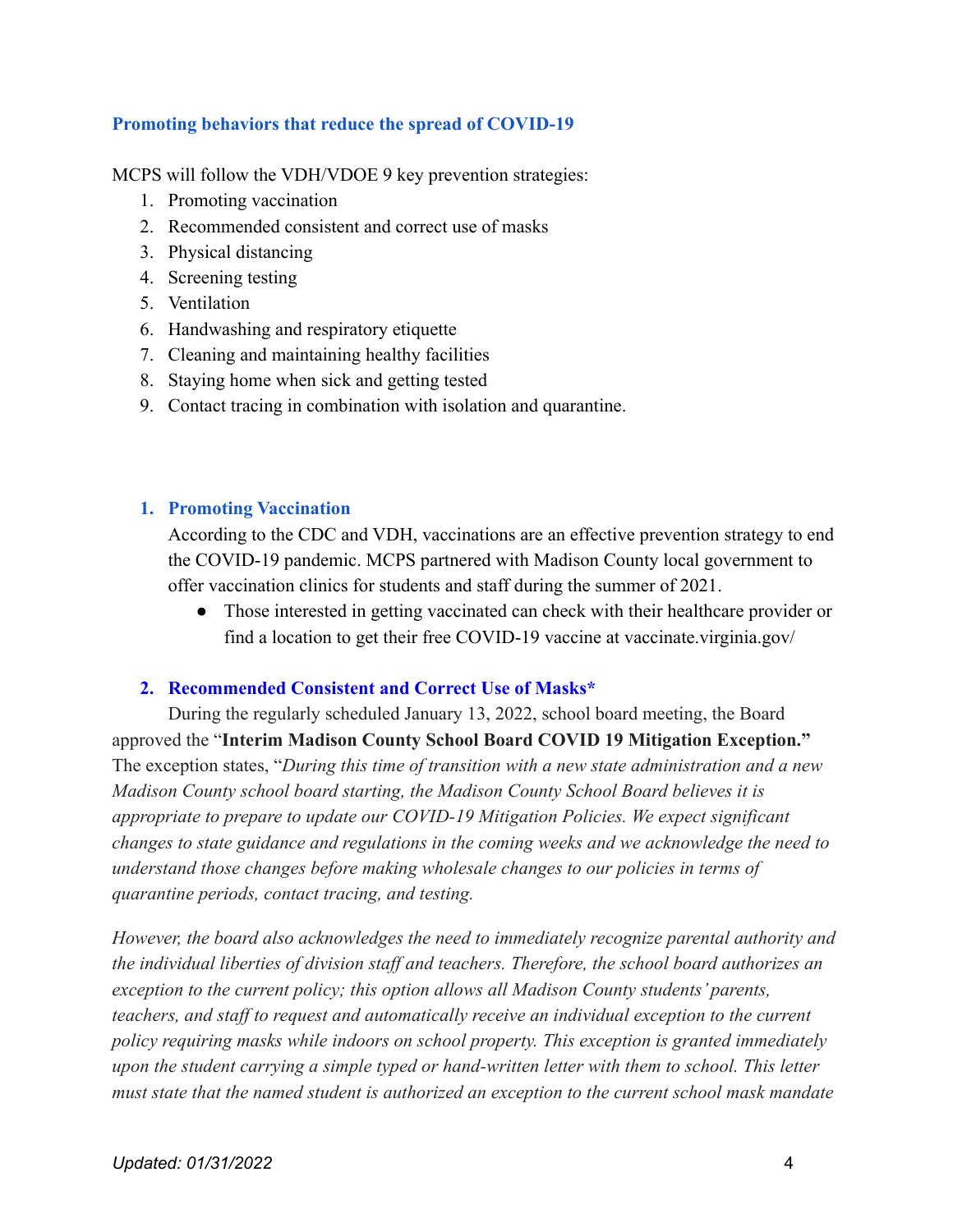### Promoting behaviors that reduce the spread of COVID-19

MCPS will follow the VDH/VDOE 9 key prevention strategies:

1. Promoting vaccination
2. Recommended consistent and correct use of masks
3. Physical distancing
4. Screening testing
5. Ventilation
6. Handwashing and respiratory etiquette
7. Cleaning and maintaining healthy facilities
8. Staying home when sick and getting tested
9. Contact tracing in combination with isolation and quarantine.

#### 1. Promoting Vaccination

According to the CDC and VDH, vaccinations are an effective prevention strategy to end the COVID-19 pandemic. MCPS partnered with Madison County local government to offer vaccination clinics for students and staff during the summer of 2021.

- Those interested in getting vaccinated can check with their healthcare provider or find a location to get their free COVID-19 vaccine at vaccinate.virginia.gov/

#### 2. Recommended Consistent and Correct Use of Masks*

During the regularly scheduled January 13, 2022, school board meeting, the Board approved the "**Interim Madison County School Board COVID 19 Mitigation Exception.**" The exception states, "*During this time of transition with a new state administration and a new Madison County school board starting, the Madison County School Board believes it is appropriate to prepare to update our COVID-19 Mitigation Policies. We expect significant changes to state guidance and regulations in the coming weeks and we acknowledge the need to understand those changes before making wholesale changes to our policies in terms of quarantine periods, contact tracing, and testing.*

*However, the board also acknowledges the need to immediately recognize parental authority and the individual liberties of division staff and teachers. Therefore, the school board authorizes an exception to the current policy; this option allows all Madison County students' parents, teachers, and staff to request and automatically receive an individual exception to the current policy requiring masks while indoors on school property. This exception is granted immediately upon the student carrying a simple typed or hand-written letter with them to school. This letter must state that the named student is authorized an exception to the current school mask mandate*

Updated: 01/31/2022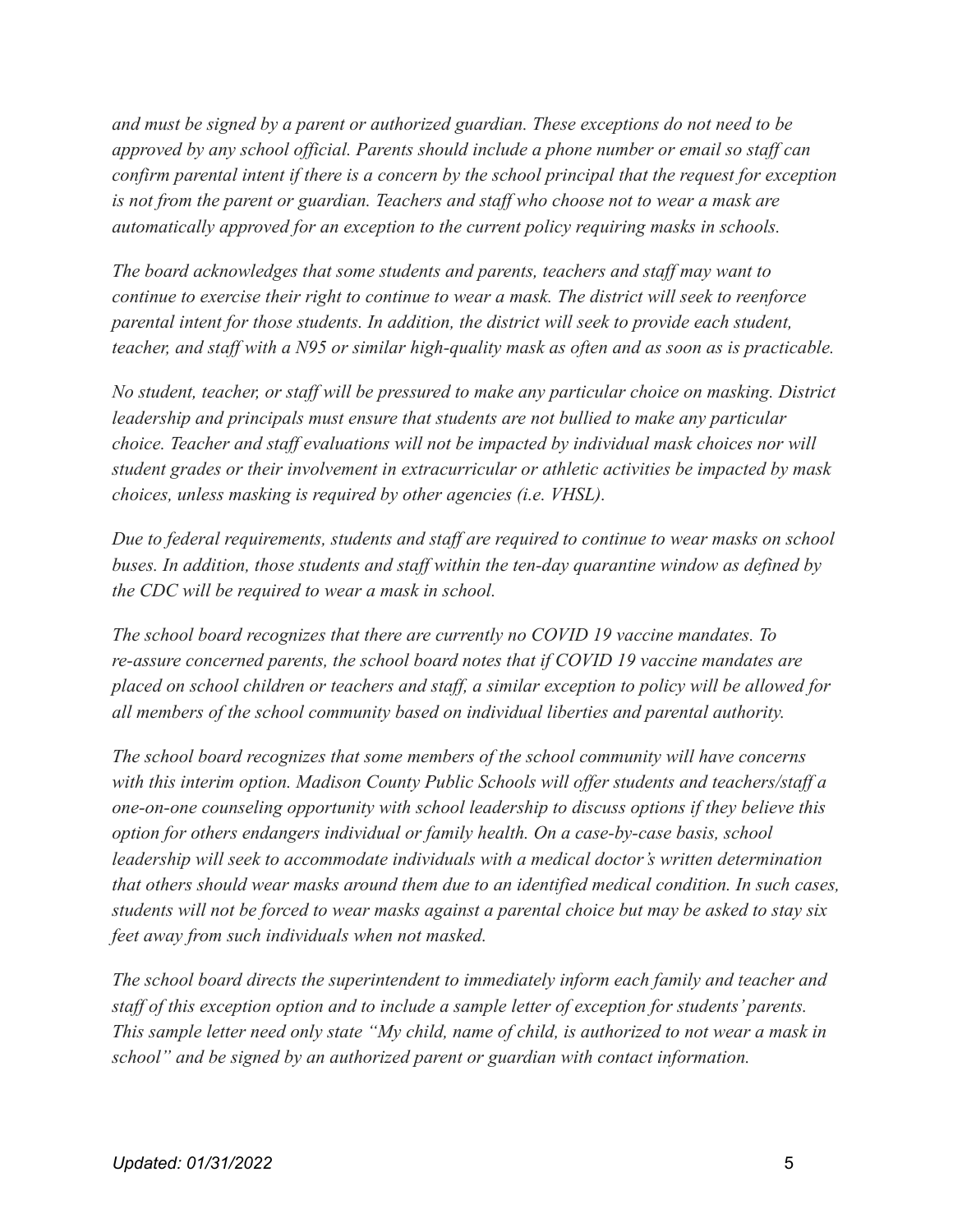*and must be signed by a parent or authorized guardian. These exceptions do not need to be approved by any school official. Parents should include a phone number or email so staff can confirm parental intent if there is a concern by the school principal that the request for exception is not from the parent or guardian. Teachers and staff who choose not to wear a mask are automatically approved for an exception to the current policy requiring masks in schools.*

*The board acknowledges that some students and parents, teachers and staff may want to continue to exercise their right to continue to wear a mask. The district will seek to reenforce parental intent for those students. In addition, the district will seek to provide each student, teacher, and staff with a N95 or similar high-quality mask as often and as soon as is practicable.*

*No student, teacher, or staff will be pressured to make any particular choice on masking. District leadership and principals must ensure that students are not bullied to make any particular choice. Teacher and staff evaluations will not be impacted by individual mask choices nor will student grades or their involvement in extracurricular or athletic activities be impacted by mask choices, unless masking is required by other agencies (i.e. VHSL).*

*Due to federal requirements, students and staff are required to continue to wear masks on school buses. In addition, those students and staff within the ten-day quarantine window as defined by the CDC will be required to wear a mask in school.*

*The school board recognizes that there are currently no COVID 19 vaccine mandates. To re-assure concerned parents, the school board notes that if COVID 19 vaccine mandates are placed on school children or teachers and staff, a similar exception to policy will be allowed for all members of the school community based on individual liberties and parental authority.*

*The school board recognizes that some members of the school community will have concerns with this interim option. Madison County Public Schools will offer students and teachers/staff a one-on-one counseling opportunity with school leadership to discuss options if they believe this option for others endangers individual or family health. On a case-by-case basis, school leadership will seek to accommodate individuals with a medical doctor's written determination that others should wear masks around them due to an identified medical condition. In such cases, students will not be forced to wear masks against a parental choice but may be asked to stay six feet away from such individuals when not masked.*

*The school board directs the superintendent to immediately inform each family and teacher and staff of this exception option and to include a sample letter of exception for students' parents. This sample letter need only state "My child, name of child, is authorized to not wear a mask in school" and be signed by an authorized parent or guardian with contact information.*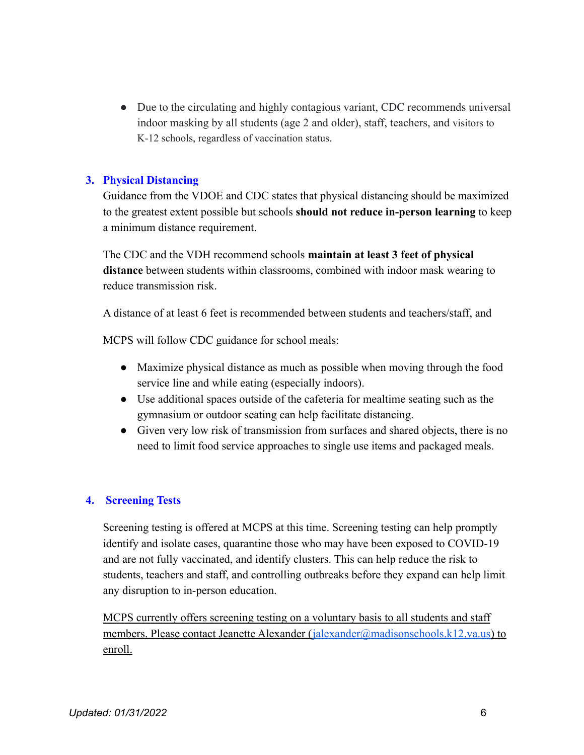- Due to the circulating and highly contagious variant, CDC recommends universal indoor masking by all students (age 2 and older), staff, teachers, and visitors to K-12 schools, regardless of vaccination status.

### 3. Physical Distancing

Guidance from the VDOE and CDC states that physical distancing should be maximized to the greatest extent possible but schools **should not reduce in-person learning** to keep a minimum distance requirement.

The CDC and the VDH recommend schools **maintain at least 3 feet of physical distance** between students within classrooms, combined with indoor mask wearing to reduce transmission risk.

A distance of at least 6 feet is recommended between students and teachers/staff, and

MCPS will follow CDC guidance for school meals:

- Maximize physical distance as much as possible when moving through the food service line and while eating (especially indoors).
- Use additional spaces outside of the cafeteria for mealtime seating such as the gymnasium or outdoor seating can help facilitate distancing.
- Given very low risk of transmission from surfaces and shared objects, there is no need to limit food service approaches to single use items and packaged meals.

### 4. Screening Tests

Screening testing is offered at MCPS at this time. Screening testing can help promptly identify and isolate cases, quarantine those who may have been exposed to COVID-19 and are not fully vaccinated, and identify clusters. This can help reduce the risk to students, teachers and staff, and controlling outbreaks before they expand can help limit any disruption to in-person education.

<u>MCPS currently offers screening testing on a voluntary basis to all students and staff members. Please contact Jeanette Alexander (jalexander@madisonschools.k12.va.us) to enroll.</u>

*Updated: 01/31/2022*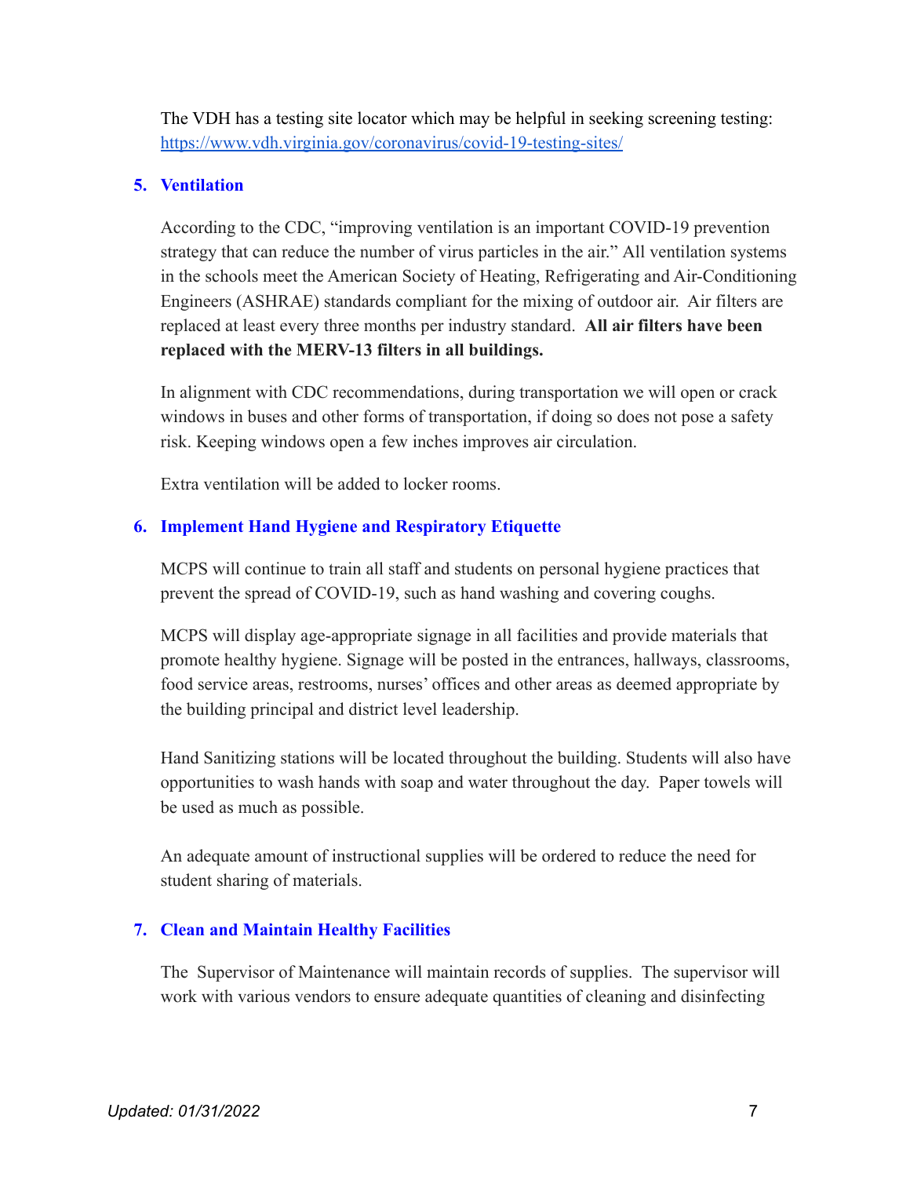The VDH has a testing site locator which may be helpful in seeking screening testing: https://www.vdh.virginia.gov/coronavirus/covid-19-testing-sites/

### 5. Ventilation

According to the CDC, "improving ventilation is an important COVID-19 prevention strategy that can reduce the number of virus particles in the air." All ventilation systems in the schools meet the American Society of Heating, Refrigerating and Air-Conditioning Engineers (ASHRAE) standards compliant for the mixing of outdoor air. Air filters are replaced at least every three months per industry standard. **All air filters have been replaced with the MERV-13 filters in all buildings.**

In alignment with CDC recommendations, during transportation we will open or crack windows in buses and other forms of transportation, if doing so does not pose a safety risk. Keeping windows open a few inches improves air circulation.

Extra ventilation will be added to locker rooms.

### 6. Implement Hand Hygiene and Respiratory Etiquette

MCPS will continue to train all staff and students on personal hygiene practices that prevent the spread of COVID-19, such as hand washing and covering coughs.

MCPS will display age-appropriate signage in all facilities and provide materials that promote healthy hygiene. Signage will be posted in the entrances, hallways, classrooms, food service areas, restrooms, nurses' offices and other areas as deemed appropriate by the building principal and district level leadership.

Hand Sanitizing stations will be located throughout the building. Students will also have opportunities to wash hands with soap and water throughout the day. Paper towels will be used as much as possible.

An adequate amount of instructional supplies will be ordered to reduce the need for student sharing of materials.

### 7. Clean and Maintain Healthy Facilities

The Supervisor of Maintenance will maintain records of supplies. The supervisor will work with various vendors to ensure adequate quantities of cleaning and disinfecting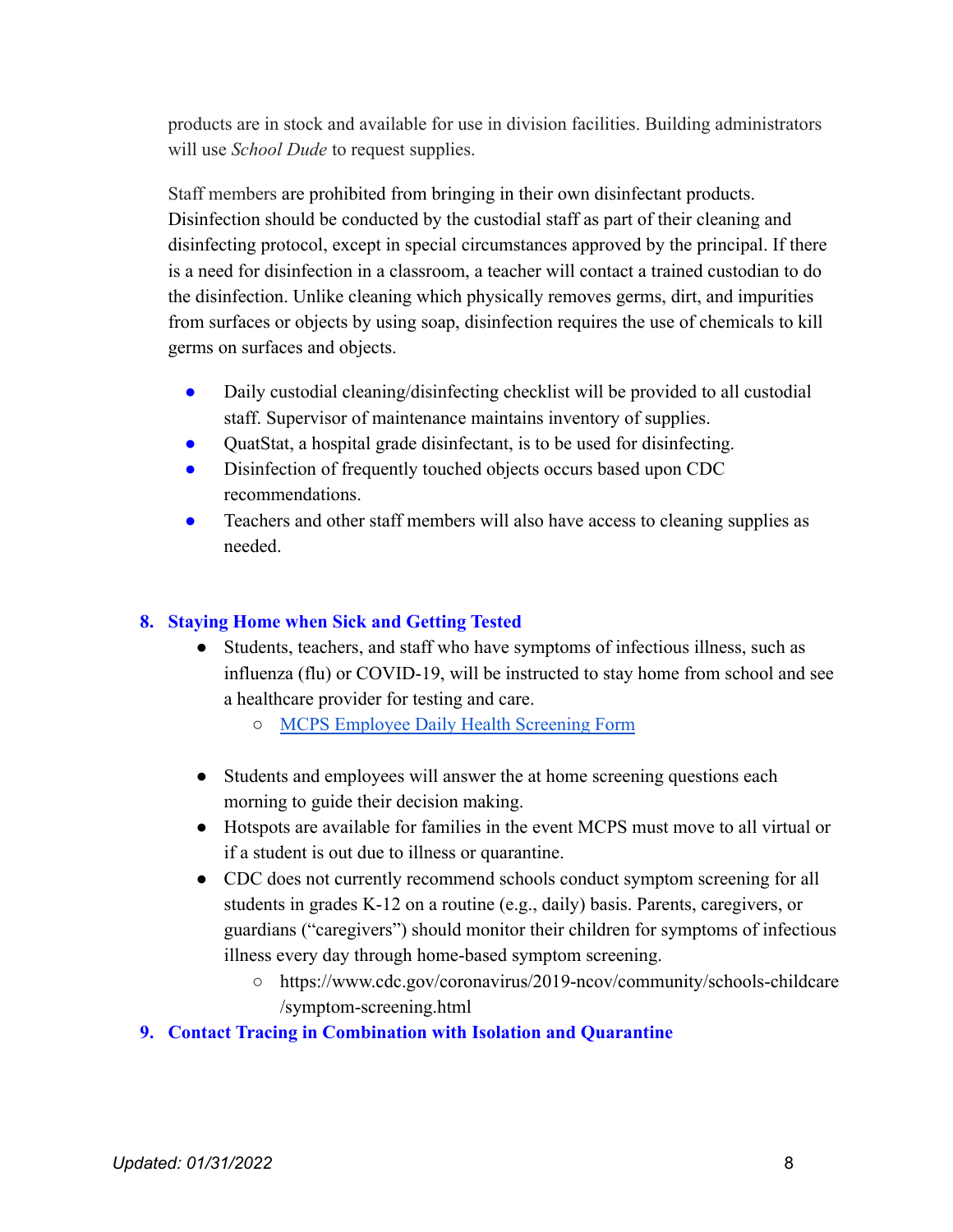products are in stock and available for use in division facilities. Building administrators will use *School Dude* to request supplies.

Staff members are prohibited from bringing in their own disinfectant products. Disinfection should be conducted by the custodial staff as part of their cleaning and disinfecting protocol, except in special circumstances approved by the principal. If there is a need for disinfection in a classroom, a teacher will contact a trained custodian to do the disinfection. Unlike cleaning which physically removes germs, dirt, and impurities from surfaces or objects by using soap, disinfection requires the use of chemicals to kill germs on surfaces and objects.

- Daily custodial cleaning/disinfecting checklist will be provided to all custodial staff. Supervisor of maintenance maintains inventory of supplies.
- QuatStat, a hospital grade disinfectant, is to be used for disinfecting.
- Disinfection of frequently touched objects occurs based upon CDC recommendations.
- Teachers and other staff members will also have access to cleaning supplies as needed.

## 8. Staying Home when Sick and Getting Tested

- Students, teachers, and staff who have symptoms of infectious illness, such as influenza (flu) or COVID-19, will be instructed to stay home from school and see a healthcare provider for testing and care.
  - MCPS Employee Daily Health Screening Form
- Students and employees will answer the at home screening questions each morning to guide their decision making.
- Hotspots are available for families in the event MCPS must move to all virtual or if a student is out due to illness or quarantine.
- CDC does not currently recommend schools conduct symptom screening for all students in grades K-12 on a routine (e.g., daily) basis. Parents, caregivers, or guardians ("caregivers") should monitor their children for symptoms of infectious illness every day through home-based symptom screening.
  - https://www.cdc.gov/coronavirus/2019-ncov/community/schools-childcare/symptom-screening.html

## 9. Contact Tracing in Combination with Isolation and Quarantine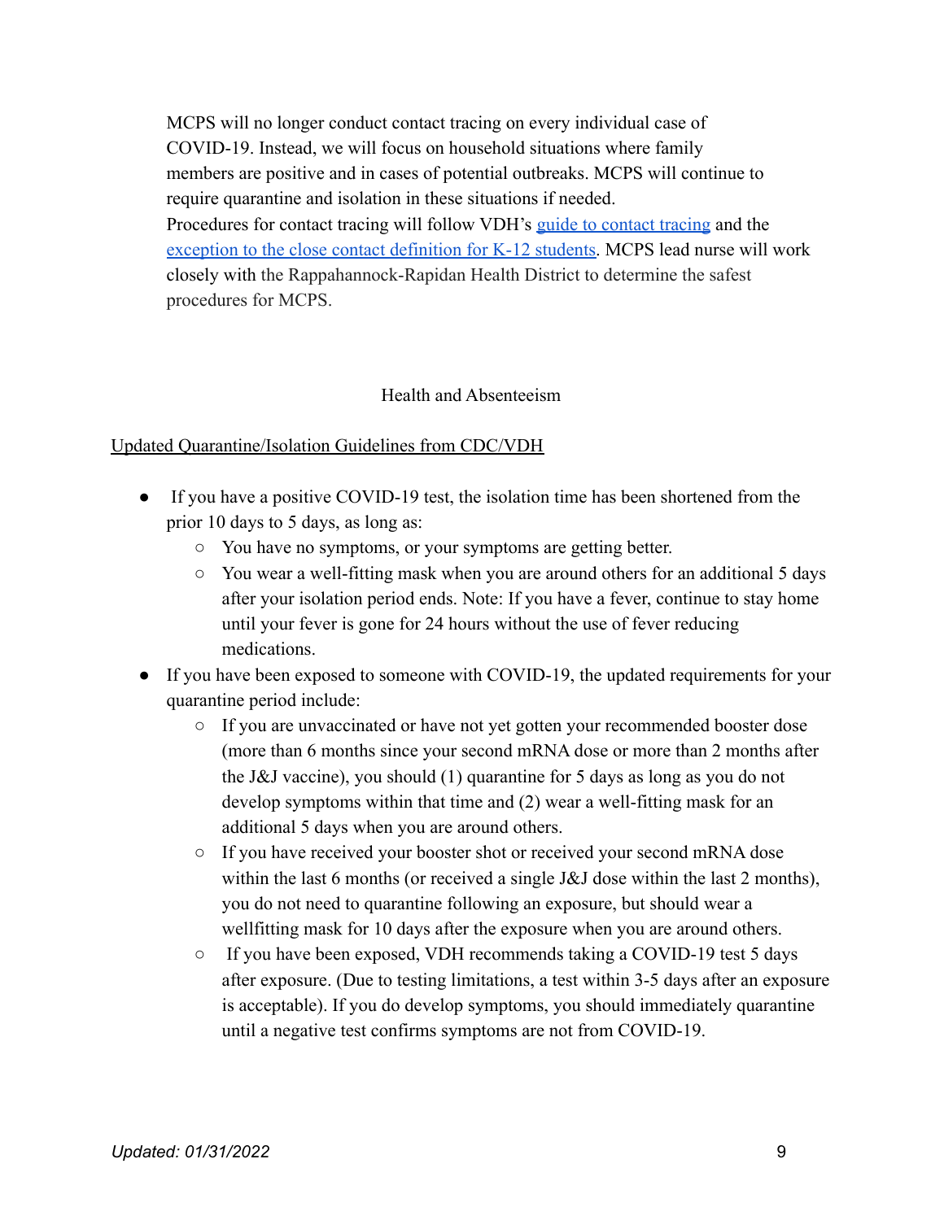MCPS will no longer conduct contact tracing on every individual case of COVID-19. Instead, we will focus on household situations where family members are positive and in cases of potential outbreaks. MCPS will continue to require quarantine and isolation in these situations if needed.
Procedures for contact tracing will follow VDH's guide to contact tracing and the exception to the close contact definition for K-12 students. MCPS lead nurse will work closely with the Rappahannock-Rapidan Health District to determine the safest procedures for MCPS.

## Health and Absenteeism

Updated Quarantine/Isolation Guidelines from CDC/VDH

- If you have a positive COVID-19 test, the isolation time has been shortened from the prior 10 days to 5 days, as long as:
  - You have no symptoms, or your symptoms are getting better.
  - You wear a well-fitting mask when you are around others for an additional 5 days after your isolation period ends. Note: If you have a fever, continue to stay home until your fever is gone for 24 hours without the use of fever reducing medications.
- If you have been exposed to someone with COVID-19, the updated requirements for your quarantine period include:
  - If you are unvaccinated or have not yet gotten your recommended booster dose (more than 6 months since your second mRNA dose or more than 2 months after the J&J vaccine), you should (1) quarantine for 5 days as long as you do not develop symptoms within that time and (2) wear a well-fitting mask for an additional 5 days when you are around others.
  - If you have received your booster shot or received your second mRNA dose within the last 6 months (or received a single J&J dose within the last 2 months), you do not need to quarantine following an exposure, but should wear a wellfitting mask for 10 days after the exposure when you are around others.
  - If you have been exposed, VDH recommends taking a COVID-19 test 5 days after exposure. (Due to testing limitations, a test within 3-5 days after an exposure is acceptable). If you do develop symptoms, you should immediately quarantine until a negative test confirms symptoms are not from COVID-19.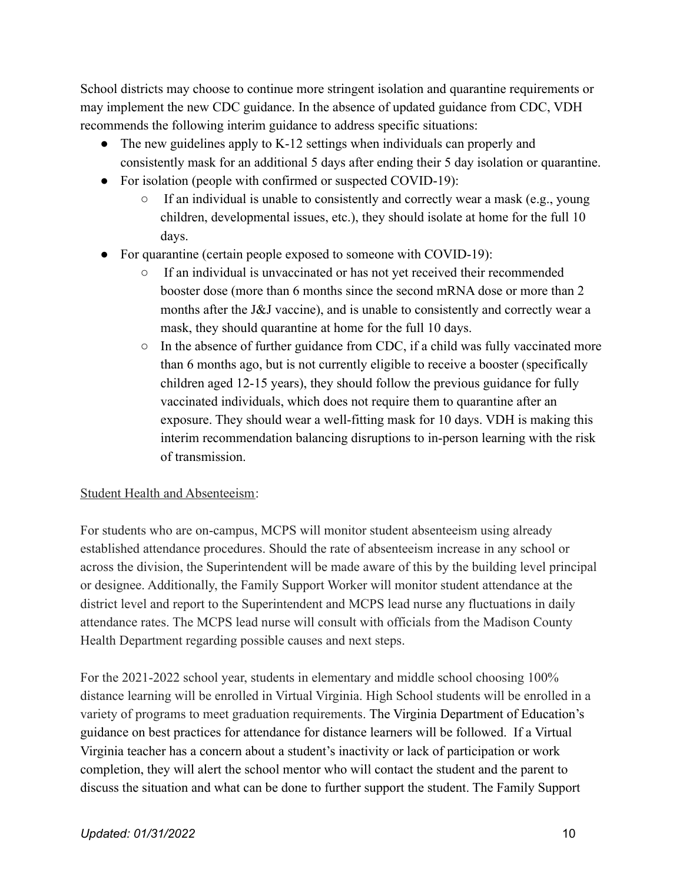School districts may choose to continue more stringent isolation and quarantine requirements or may implement the new CDC guidance. In the absence of updated guidance from CDC, VDH recommends the following interim guidance to address specific situations:

- The new guidelines apply to K-12 settings when individuals can properly and consistently mask for an additional 5 days after ending their 5 day isolation or quarantine.
- For isolation (people with confirmed or suspected COVID-19):
    - If an individual is unable to consistently and correctly wear a mask (e.g., young children, developmental issues, etc.), they should isolate at home for the full 10 days.
- For quarantine (certain people exposed to someone with COVID-19):
    - If an individual is unvaccinated or has not yet received their recommended booster dose (more than 6 months since the second mRNA dose or more than 2 months after the J&J vaccine), and is unable to consistently and correctly wear a mask, they should quarantine at home for the full 10 days.
    - In the absence of further guidance from CDC, if a child was fully vaccinated more than 6 months ago, but is not currently eligible to receive a booster (specifically children aged 12-15 years), they should follow the previous guidance for fully vaccinated individuals, which does not require them to quarantine after an exposure. They should wear a well-fitting mask for 10 days. VDH is making this interim recommendation balancing disruptions to in-person learning with the risk of transmission.

Student Health and Absenteeism:

For students who are on-campus, MCPS will monitor student absenteeism using already established attendance procedures. Should the rate of absenteeism increase in any school or across the division, the Superintendent will be made aware of this by the building level principal or designee. Additionally, the Family Support Worker will monitor student attendance at the district level and report to the Superintendent and MCPS lead nurse any fluctuations in daily attendance rates. The MCPS lead nurse will consult with officials from the Madison County Health Department regarding possible causes and next steps.

For the 2021-2022 school year, students in elementary and middle school choosing 100% distance learning will be enrolled in Virtual Virginia. High School students will be enrolled in a variety of programs to meet graduation requirements. The Virginia Department of Education's guidance on best practices for attendance for distance learners will be followed. If a Virtual Virginia teacher has a concern about a student's inactivity or lack of participation or work completion, they will alert the school mentor who will contact the student and the parent to discuss the situation and what can be done to further support the student. The Family Support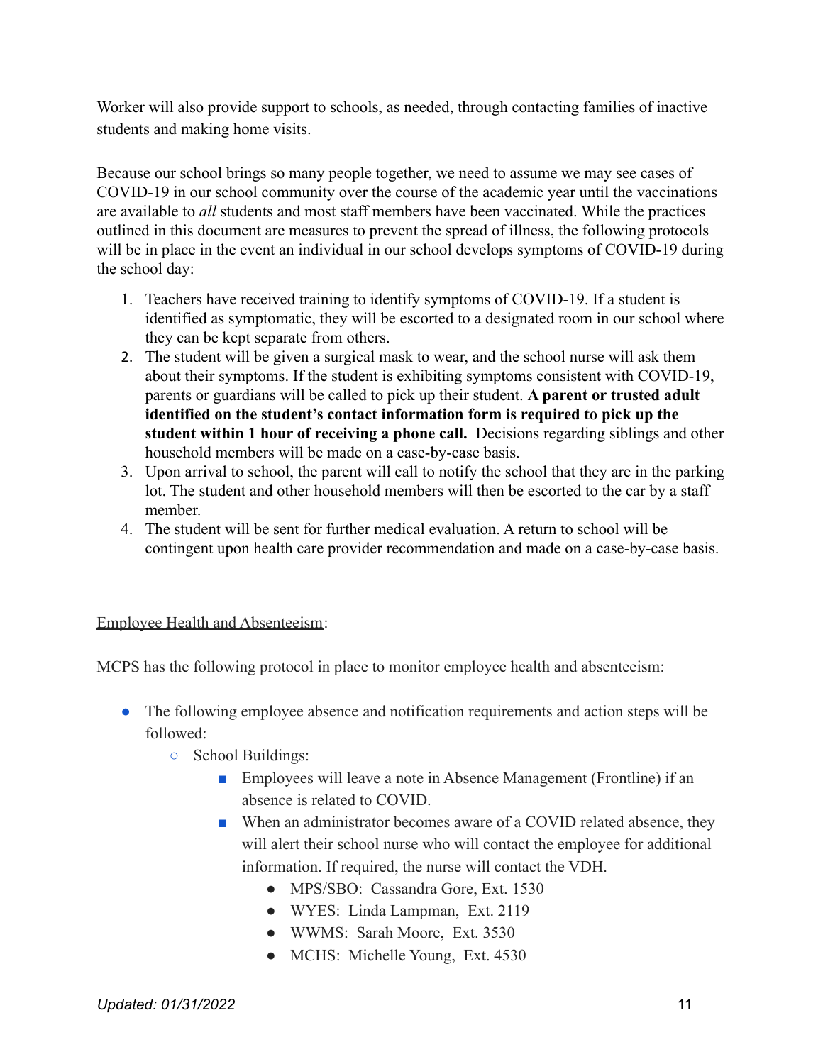Worker will also provide support to schools, as needed, through contacting families of inactive students and making home visits.

Because our school brings so many people together, we need to assume we may see cases of COVID-19 in our school community over the course of the academic year until the vaccinations are available to *all* students and most staff members have been vaccinated. While the practices outlined in this document are measures to prevent the spread of illness, the following protocols will be in place in the event an individual in our school develops symptoms of COVID-19 during the school day:

1. Teachers have received training to identify symptoms of COVID-19. If a student is identified as symptomatic, they will be escorted to a designated room in our school where they can be kept separate from others.
2. The student will be given a surgical mask to wear, and the school nurse will ask them about their symptoms. If the student is exhibiting symptoms consistent with COVID-19, parents or guardians will be called to pick up their student. **A parent or trusted adult identified on the student's contact information form is required to pick up the student within 1 hour of receiving a phone call.** Decisions regarding siblings and other household members will be made on a case-by-case basis.
3. Upon arrival to school, the parent will call to notify the school that they are in the parking lot. The student and other household members will then be escorted to the car by a staff member.
4. The student will be sent for further medical evaluation. A return to school will be contingent upon health care provider recommendation and made on a case-by-case basis.

Employee Health and Absenteeism:

MCPS has the following protocol in place to monitor employee health and absenteeism:

- The following employee absence and notification requirements and action steps will be followed:
  - School Buildings:
    - Employees will leave a note in Absence Management (Frontline) if an absence is related to COVID.
    - When an administrator becomes aware of a COVID related absence, they will alert their school nurse who will contact the employee for additional information. If required, the nurse will contact the VDH.
      - MPS/SBO: Cassandra Gore, Ext. 1530
      - WYES: Linda Lampman, Ext. 2119
      - WWMS: Sarah Moore, Ext. 3530
      - MCHS: Michelle Young, Ext. 4530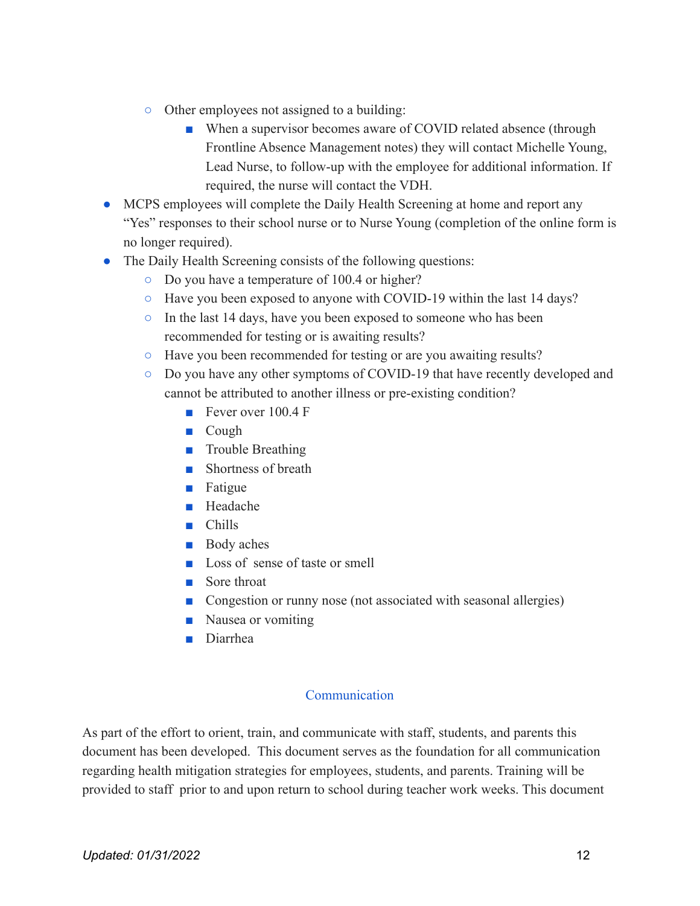- Other employees not assigned to a building:
    - When a supervisor becomes aware of COVID related absence (through Frontline Absence Management notes) they will contact Michelle Young, Lead Nurse, to follow-up with the employee for additional information. If required, the nurse will contact the VDH.
- MCPS employees will complete the Daily Health Screening at home and report any "Yes" responses to their school nurse or to Nurse Young (completion of the online form is no longer required).
- The Daily Health Screening consists of the following questions:
  - Do you have a temperature of 100.4 or higher?
  - Have you been exposed to anyone with COVID-19 within the last 14 days?
  - In the last 14 days, have you been exposed to someone who has been recommended for testing or is awaiting results?
  - Have you been recommended for testing or are you awaiting results?
  - Do you have any other symptoms of COVID-19 that have recently developed and cannot be attributed to another illness or pre-existing condition?
    - Fever over 100.4 F
    - Cough
    - Trouble Breathing
    - Shortness of breath
    - Fatigue
    - Headache
    - Chills
    - Body aches
    - Loss of sense of taste or smell
    - Sore throat
    - Congestion or runny nose (not associated with seasonal allergies)
    - Nausea or vomiting
    - Diarrhea

## Communication

As part of the effort to orient, train, and communicate with staff, students, and parents this document has been developed. This document serves as the foundation for all communication regarding health mitigation strategies for employees, students, and parents. Training will be provided to staff prior to and upon return to school during teacher work weeks. This document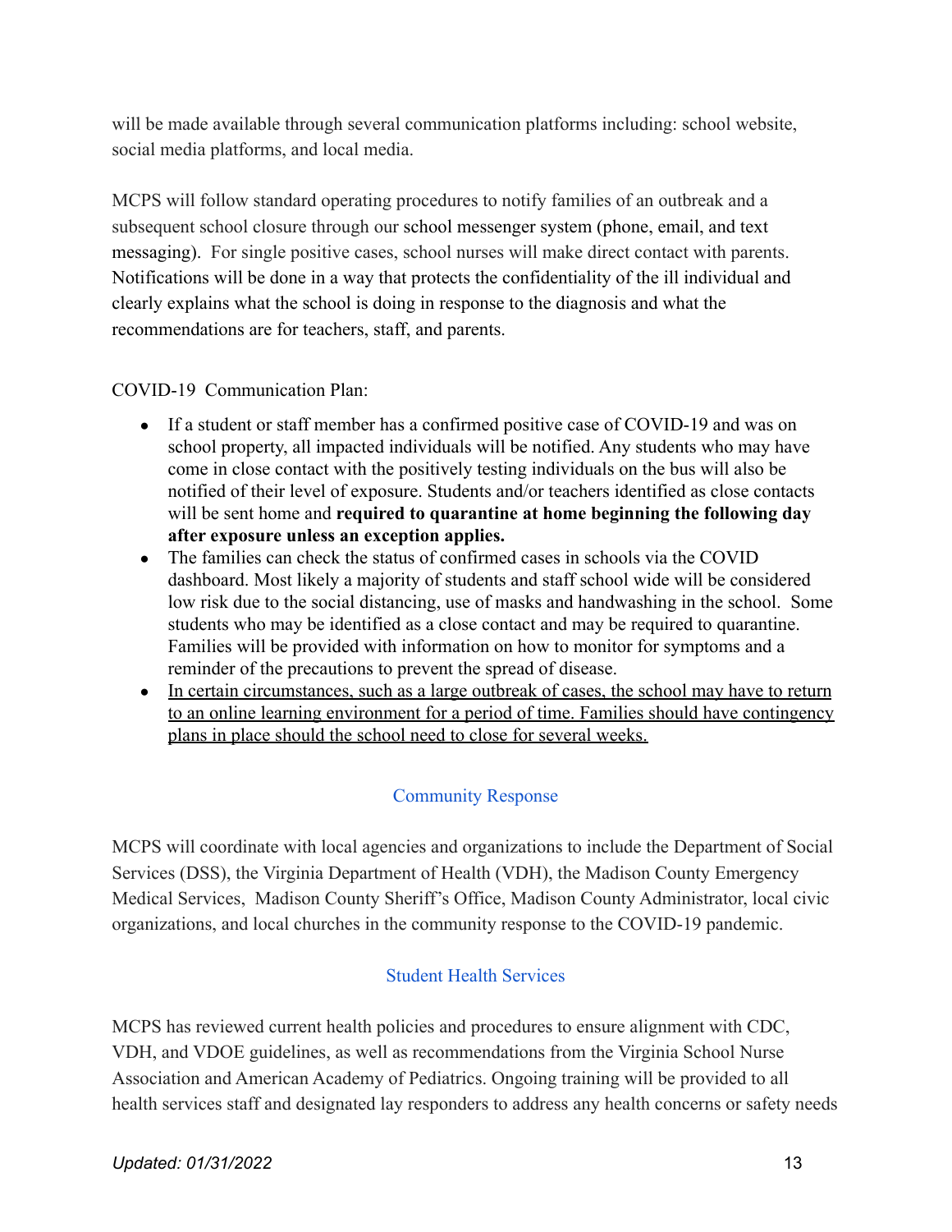will be made available through several communication platforms including: school website, social media platforms, and local media.

MCPS will follow standard operating procedures to notify families of an outbreak and a subsequent school closure through our school messenger system (phone, email, and text messaging). For single positive cases, school nurses will make direct contact with parents. Notifications will be done in a way that protects the confidentiality of the ill individual and clearly explains what the school is doing in response to the diagnosis and what the recommendations are for teachers, staff, and parents.

COVID-19 Communication Plan:

- If a student or staff member has a confirmed positive case of COVID-19 and was on school property, all impacted individuals will be notified. Any students who may have come in close contact with the positively testing individuals on the bus will also be notified of their level of exposure. Students and/or teachers identified as close contacts will be sent home and **required to quarantine at home beginning the following day after exposure unless an exception applies.**
- The families can check the status of confirmed cases in schools via the COVID dashboard. Most likely a majority of students and staff school wide will be considered low risk due to the social distancing, use of masks and handwashing in the school. Some students who may be identified as a close contact and may be required to quarantine. Families will be provided with information on how to monitor for symptoms and a reminder of the precautions to prevent the spread of disease.
- <u>In certain circumstances, such as a large outbreak of cases, the school may have to return to an online learning environment for a period of time. Families should have contingency plans in place should the school need to close for several weeks.</u>

## Community Response

MCPS will coordinate with local agencies and organizations to include the Department of Social Services (DSS), the Virginia Department of Health (VDH), the Madison County Emergency Medical Services, Madison County Sheriff's Office, Madison County Administrator, local civic organizations, and local churches in the community response to the COVID-19 pandemic.

## Student Health Services

MCPS has reviewed current health policies and procedures to ensure alignment with CDC, VDH, and VDOE guidelines, as well as recommendations from the Virginia School Nurse Association and American Academy of Pediatrics. Ongoing training will be provided to all health services staff and designated lay responders to address any health concerns or safety needs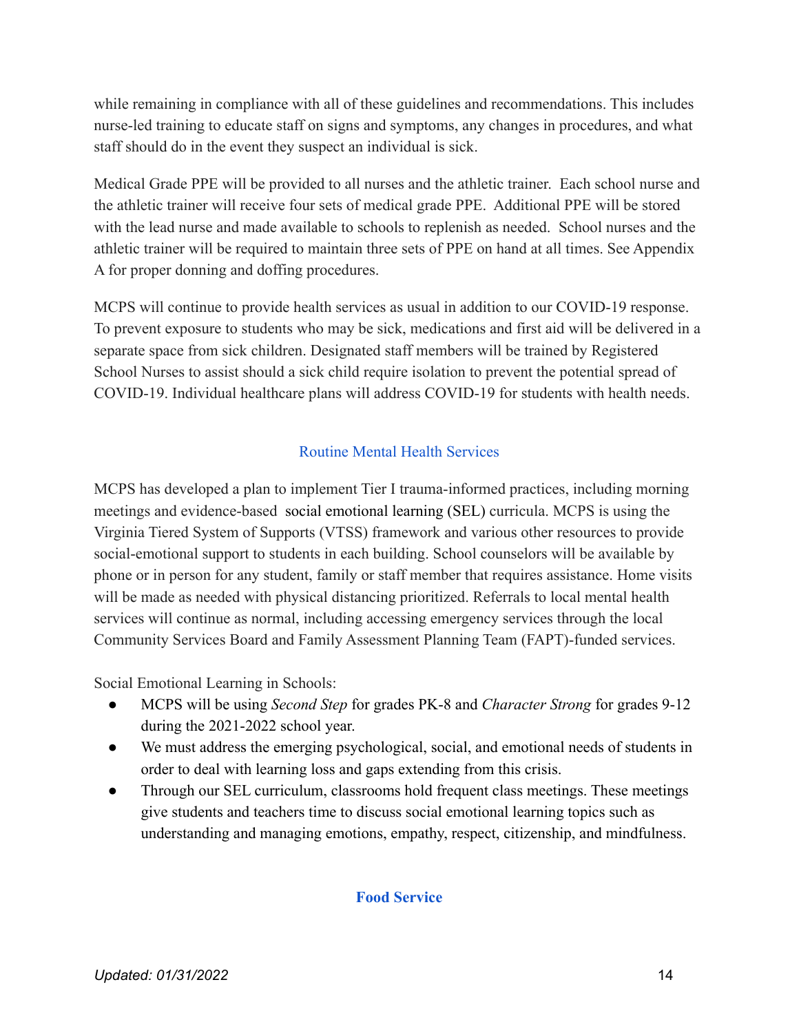while remaining in compliance with all of these guidelines and recommendations. This includes nurse-led training to educate staff on signs and symptoms, any changes in procedures, and what staff should do in the event they suspect an individual is sick.

Medical Grade PPE will be provided to all nurses and the athletic trainer. Each school nurse and the athletic trainer will receive four sets of medical grade PPE. Additional PPE will be stored with the lead nurse and made available to schools to replenish as needed. School nurses and the athletic trainer will be required to maintain three sets of PPE on hand at all times. See Appendix A for proper donning and doffing procedures.

MCPS will continue to provide health services as usual in addition to our COVID-19 response. To prevent exposure to students who may be sick, medications and first aid will be delivered in a separate space from sick children. Designated staff members will be trained by Registered School Nurses to assist should a sick child require isolation to prevent the potential spread of COVID-19. Individual healthcare plans will address COVID-19 for students with health needs.

## Routine Mental Health Services

MCPS has developed a plan to implement Tier I trauma-informed practices, including morning meetings and evidence-based social emotional learning (SEL) curricula. MCPS is using the Virginia Tiered System of Supports (VTSS) framework and various other resources to provide social-emotional support to students in each building. School counselors will be available by phone or in person for any student, family or staff member that requires assistance. Home visits will be made as needed with physical distancing prioritized. Referrals to local mental health services will continue as normal, including accessing emergency services through the local Community Services Board and Family Assessment Planning Team (FAPT)-funded services.

Social Emotional Learning in Schools:

- MCPS will be using *Second Step* for grades PK-8 and *Character Strong* for grades 9-12 during the 2021-2022 school year.
- We must address the emerging psychological, social, and emotional needs of students in order to deal with learning loss and gaps extending from this crisis.
- Through our SEL curriculum, classrooms hold frequent class meetings. These meetings give students and teachers time to discuss social emotional learning topics such as understanding and managing emotions, empathy, respect, citizenship, and mindfulness.

## **Food Service**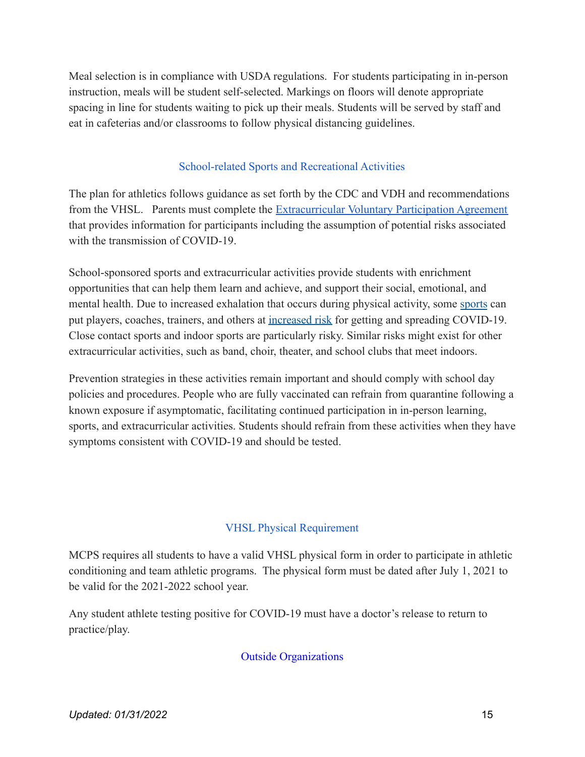Meal selection is in compliance with USDA regulations. For students participating in in-person instruction, meals will be student self-selected. Markings on floors will denote appropriate spacing in line for students waiting to pick up their meals. Students will be served by staff and eat in cafeterias and/or classrooms to follow physical distancing guidelines.

## School-related Sports and Recreational Activities

The plan for athletics follows guidance as set forth by the CDC and VDH and recommendations from the VHSL. Parents must complete the Extracurricular Voluntary Participation Agreement that provides information for participants including the assumption of potential risks associated with the transmission of COVID-19.

School-sponsored sports and extracurricular activities provide students with enrichment opportunities that can help them learn and achieve, and support their social, emotional, and mental health. Due to increased exhalation that occurs during physical activity, some sports can put players, coaches, trainers, and others at increased risk for getting and spreading COVID-19. Close contact sports and indoor sports are particularly risky. Similar risks might exist for other extracurricular activities, such as band, choir, theater, and school clubs that meet indoors.

Prevention strategies in these activities remain important and should comply with school day policies and procedures. People who are fully vaccinated can refrain from quarantine following a known exposure if asymptomatic, facilitating continued participation in in-person learning, sports, and extracurricular activities. Students should refrain from these activities when they have symptoms consistent with COVID-19 and should be tested.

## VHSL Physical Requirement

MCPS requires all students to have a valid VHSL physical form in order to participate in athletic conditioning and team athletic programs. The physical form must be dated after July 1, 2021 to be valid for the 2021-2022 school year.

Any student athlete testing positive for COVID-19 must have a doctor's release to return to practice/play.

## Outside Organizations

*Updated: 01/31/2022*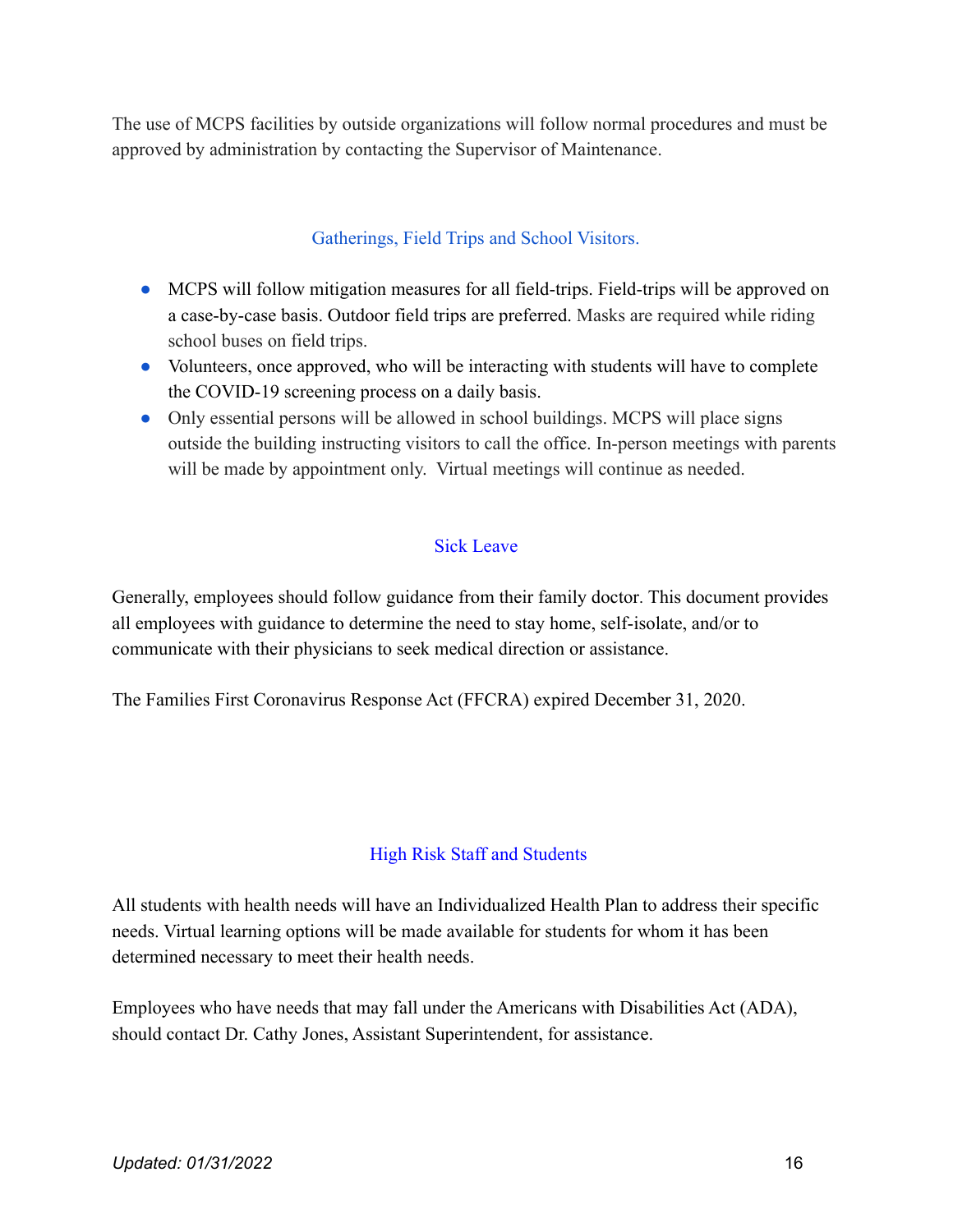The use of MCPS facilities by outside organizations will follow normal procedures and must be approved by administration by contacting the Supervisor of Maintenance.

## Gatherings, Field Trips and School Visitors.

- MCPS will follow mitigation measures for all field-trips. Field-trips will be approved on a case-by-case basis. Outdoor field trips are preferred. Masks are required while riding school buses on field trips.
- Volunteers, once approved, who will be interacting with students will have to complete the COVID-19 screening process on a daily basis.
- Only essential persons will be allowed in school buildings. MCPS will place signs outside the building instructing visitors to call the office. In-person meetings with parents will be made by appointment only. Virtual meetings will continue as needed.

## Sick Leave

Generally, employees should follow guidance from their family doctor. This document provides all employees with guidance to determine the need to stay home, self-isolate, and/or to communicate with their physicians to seek medical direction or assistance.

The Families First Coronavirus Response Act (FFCRA) expired December 31, 2020.

## High Risk Staff and Students

All students with health needs will have an Individualized Health Plan to address their specific needs. Virtual learning options will be made available for students for whom it has been determined necessary to meet their health needs.

Employees who have needs that may fall under the Americans with Disabilities Act (ADA), should contact Dr. Cathy Jones, Assistant Superintendent, for assistance.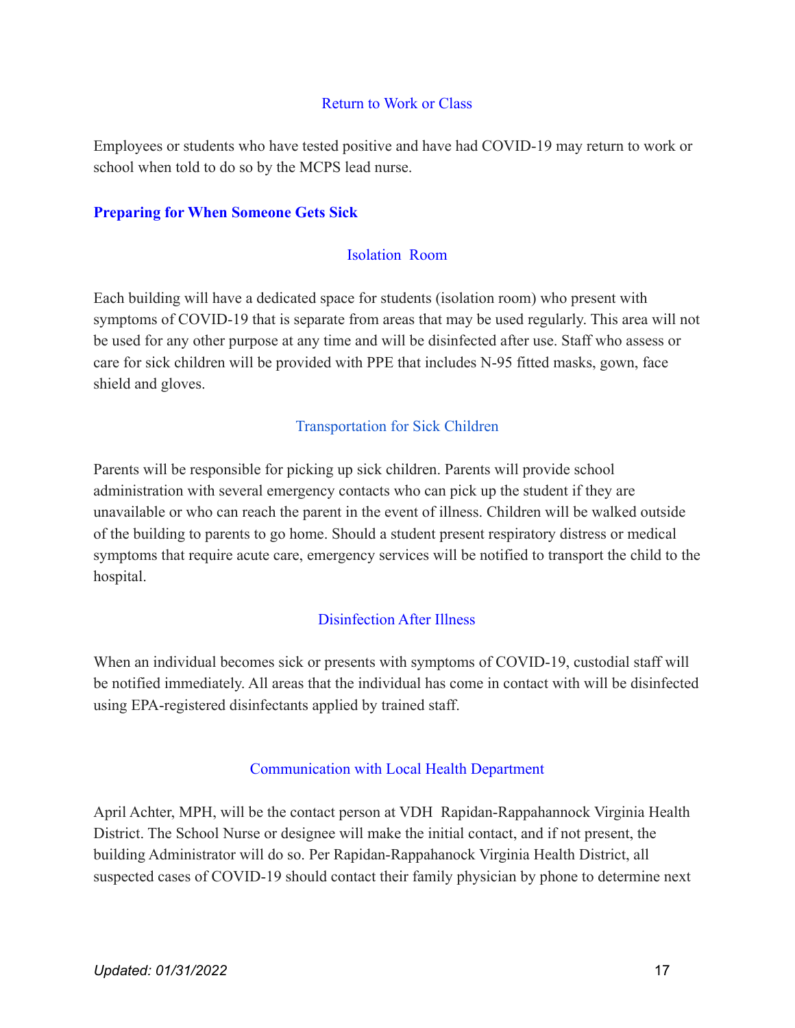### Return to Work or Class

Employees or students who have tested positive and have had COVID-19 may return to work or school when told to do so by the MCPS lead nurse.

## Preparing for When Someone Gets Sick

### Isolation Room

Each building will have a dedicated space for students (isolation room) who present with symptoms of COVID-19 that is separate from areas that may be used regularly. This area will not be used for any other purpose at any time and will be disinfected after use. Staff who assess or care for sick children will be provided with PPE that includes N-95 fitted masks, gown, face shield and gloves.

### Transportation for Sick Children

Parents will be responsible for picking up sick children. Parents will provide school administration with several emergency contacts who can pick up the student if they are unavailable or who can reach the parent in the event of illness. Children will be walked outside of the building to parents to go home. Should a student present respiratory distress or medical symptoms that require acute care, emergency services will be notified to transport the child to the hospital.

### Disinfection After Illness

When an individual becomes sick or presents with symptoms of COVID-19, custodial staff will be notified immediately. All areas that the individual has come in contact with will be disinfected using EPA-registered disinfectants applied by trained staff.

### Communication with Local Health Department

April Achter, MPH, will be the contact person at VDH Rapidan-Rappahannock Virginia Health District. The School Nurse or designee will make the initial contact, and if not present, the building Administrator will do so. Per Rapidan-Rappahanock Virginia Health District, all suspected cases of COVID-19 should contact their family physician by phone to determine next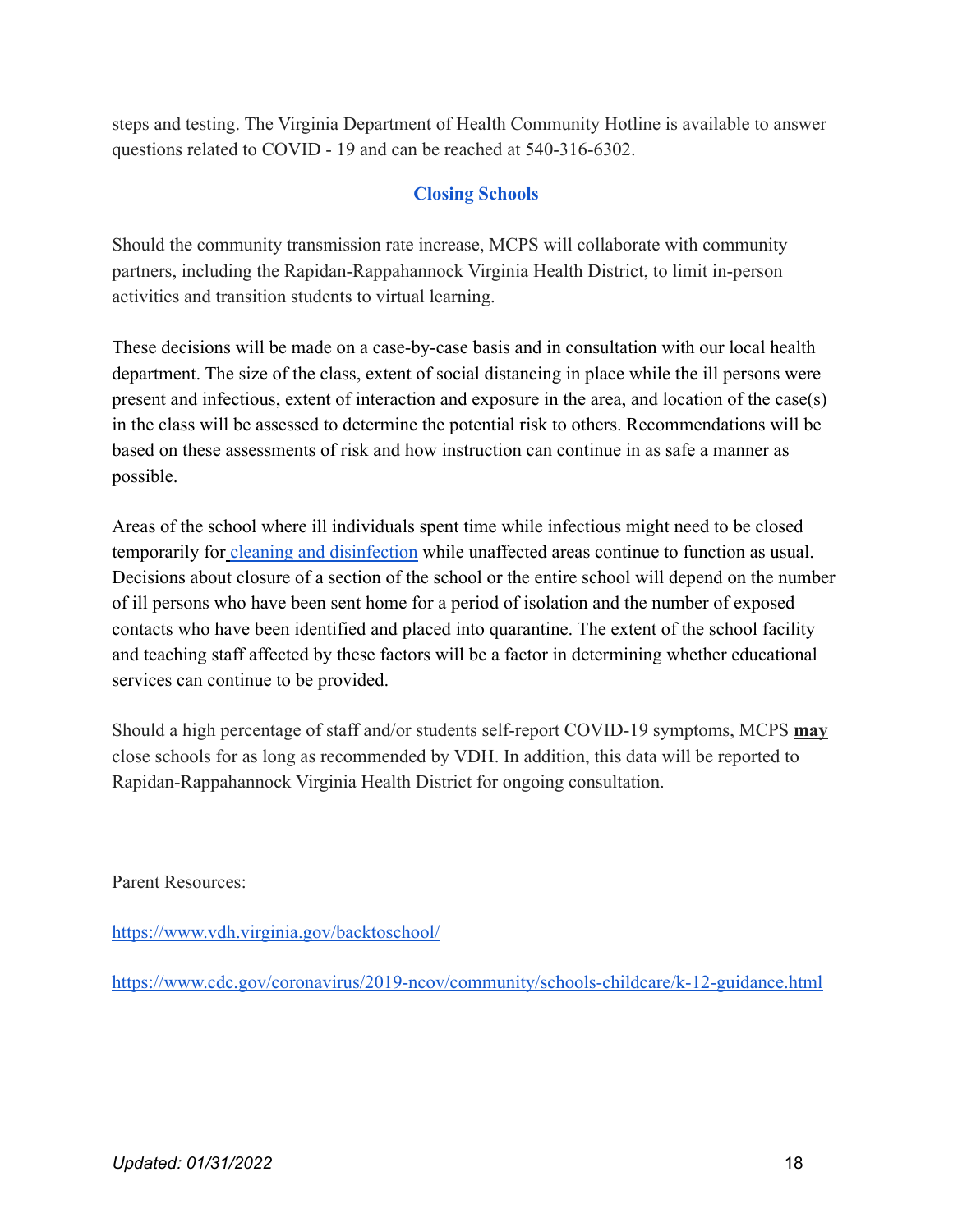steps and testing. The Virginia Department of Health Community Hotline is available to answer questions related to COVID - 19 and can be reached at 540-316-6302.

## Closing Schools

Should the community transmission rate increase, MCPS will collaborate with community partners, including the Rapidan-Rappahannock Virginia Health District, to limit in-person activities and transition students to virtual learning.

These decisions will be made on a case-by-case basis and in consultation with our local health department. The size of the class, extent of social distancing in place while the ill persons were present and infectious, extent of interaction and exposure in the area, and location of the case(s) in the class will be assessed to determine the potential risk to others. Recommendations will be based on these assessments of risk and how instruction can continue in as safe a manner as possible.

Areas of the school where ill individuals spent time while infectious might need to be closed temporarily for [cleaning and disinfection](cleaning and disinfection) while unaffected areas continue to function as usual. Decisions about closure of a section of the school or the entire school will depend on the number of ill persons who have been sent home for a period of isolation and the number of exposed contacts who have been identified and placed into quarantine. The extent of the school facility and teaching staff affected by these factors will be a factor in determining whether educational services can continue to be provided.

Should a high percentage of staff and/or students self-report COVID-19 symptoms, MCPS **may** close schools for as long as recommended by VDH. In addition, this data will be reported to Rapidan-Rappahannock Virginia Health District for ongoing consultation.

Parent Resources:

https://www.vdh.virginia.gov/backtoschool/

https://www.cdc.gov/coronavirus/2019-ncov/community/schools-childcare/k-12-guidance.html

*Updated: 01/31/2022*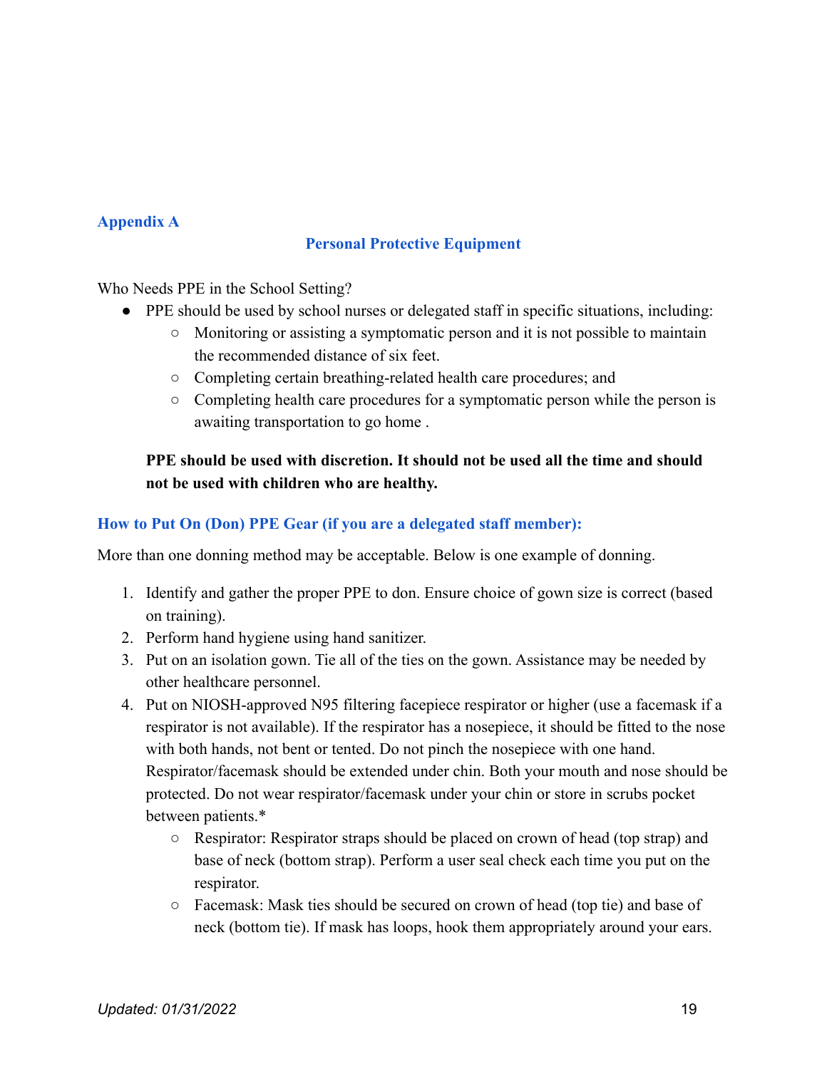## Appendix A

### Personal Protective Equipment

Who Needs PPE in the School Setting?

- PPE should be used by school nurses or delegated staff in specific situations, including:
  - Monitoring or assisting a symptomatic person and it is not possible to maintain the recommended distance of six feet.
  - Completing certain breathing-related health care procedures; and
  - Completing health care procedures for a symptomatic person while the person is awaiting transportation to go home .

**PPE should be used with discretion. It should not be used all the time and should not be used with children who are healthy.**

### How to Put On (Don) PPE Gear (if you are a delegated staff member):

More than one donning method may be acceptable. Below is one example of donning.

1. Identify and gather the proper PPE to don. Ensure choice of gown size is correct (based on training).
2. Perform hand hygiene using hand sanitizer.
3. Put on an isolation gown. Tie all of the ties on the gown. Assistance may be needed by other healthcare personnel.
4. Put on NIOSH-approved N95 filtering facepiece respirator or higher (use a facemask if a respirator is not available). If the respirator has a nosepiece, it should be fitted to the nose with both hands, not bent or tented. Do not pinch the nosepiece with one hand. Respirator/facemask should be extended under chin. Both your mouth and nose should be protected. Do not wear respirator/facemask under your chin or store in scrubs pocket between patients.*
   - Respirator: Respirator straps should be placed on crown of head (top strap) and base of neck (bottom strap). Perform a user seal check each time you put on the respirator.
   - Facemask: Mask ties should be secured on crown of head (top tie) and base of neck (bottom tie). If mask has loops, hook them appropriately around your ears.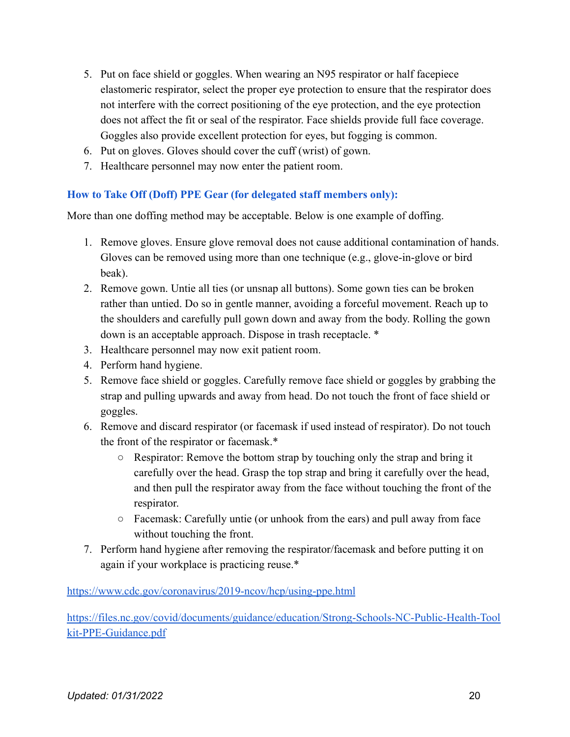5. Put on face shield or goggles. When wearing an N95 respirator or half facepiece elastomeric respirator, select the proper eye protection to ensure that the respirator does not interfere with the correct positioning of the eye protection, and the eye protection does not affect the fit or seal of the respirator. Face shields provide full face coverage. Goggles also provide excellent protection for eyes, but fogging is common.
6. Put on gloves. Gloves should cover the cuff (wrist) of gown.
7. Healthcare personnel may now enter the patient room.

### How to Take Off (Doff) PPE Gear (for delegated staff members only):

More than one doffing method may be acceptable. Below is one example of doffing.

1. Remove gloves. Ensure glove removal does not cause additional contamination of hands. Gloves can be removed using more than one technique (e.g., glove-in-glove or bird beak).
2. Remove gown. Untie all ties (or unsnap all buttons). Some gown ties can be broken rather than untied. Do so in gentle manner, avoiding a forceful movement. Reach up to the shoulders and carefully pull gown down and away from the body. Rolling the gown down is an acceptable approach. Dispose in trash receptacle. *
3. Healthcare personnel may now exit patient room.
4. Perform hand hygiene.
5. Remove face shield or goggles. Carefully remove face shield or goggles by grabbing the strap and pulling upwards and away from head. Do not touch the front of face shield or goggles.
6. Remove and discard respirator (or facemask if used instead of respirator). Do not touch the front of the respirator or facemask.*
   - Respirator: Remove the bottom strap by touching only the strap and bring it carefully over the head. Grasp the top strap and bring it carefully over the head, and then pull the respirator away from the face without touching the front of the respirator.
   - Facemask: Carefully untie (or unhook from the ears) and pull away from face without touching the front.
7. Perform hand hygiene after removing the respirator/facemask and before putting it on again if your workplace is practicing reuse.*

https://www.cdc.gov/coronavirus/2019-ncov/hcp/using-ppe.html

https://files.nc.gov/covid/documents/guidance/education/Strong-Schools-NC-Public-Health-Toolkit-PPE-Guidance.pdf

*Updated: 01/31/2022*